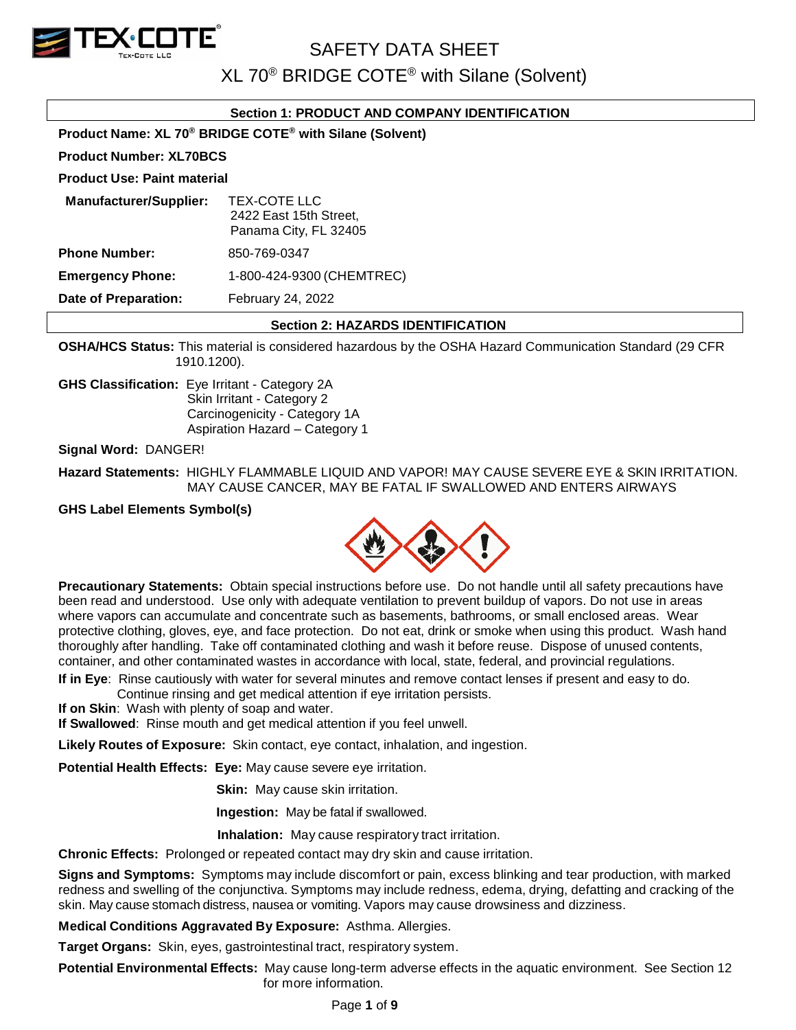# SAFETY DATA SHEET

## XL 70® BRIDGE COTE® with Silane (Solvent)

### Section 1: PRODUCT AND COMPANY IDENTIFICATION

**Product Name: XL 70® BRIDGE COTE® with Silane (Solvent)**

**Product Number: XL70BCS**

**Product Use: Paint material**

**Manufacturer/Supplier:** TEX-COTE LLC
2422 East 15th Street,
Panama City, FL 32405

**Phone Number:** 850-769-0347

**Emergency Phone:** 1-800-424-9300 (CHEMTREC)

**Date of Preparation:** February 24, 2022

### Section 2: HAZARDS IDENTIFICATION

**OSHA/HCS Status:** This material is considered hazardous by the OSHA Hazard Communication Standard (29 CFR 1910.1200).

**GHS Classification:** Eye Irritant - Category 2A
Skin Irritant - Category 2
Carcinogenicity - Category 1A
Aspiration Hazard – Category 1

**Signal Word:** DANGER!

**Hazard Statements:** HIGHLY FLAMMABLE LIQUID AND VAPOR! MAY CAUSE SEVERE EYE & SKIN IRRITATION. MAY CAUSE CANCER, MAY BE FATAL IF SWALLOWED AND ENTERS AIRWAYS

**GHS Label Elements Symbol(s)**

**Precautionary Statements:** Obtain special instructions before use. Do not handle until all safety precautions have been read and understood. Use only with adequate ventilation to prevent buildup of vapors. Do not use in areas where vapors can accumulate and concentrate such as basements, bathrooms, or small enclosed areas. Wear protective clothing, gloves, eye, and face protection. Do not eat, drink or smoke when using this product. Wash hand thoroughly after handling. Take off contaminated clothing and wash it before reuse. Dispose of unused contents, container, and other contaminated wastes in accordance with local, state, federal, and provincial regulations.

**If in Eye**: Rinse cautiously with water for several minutes and remove contact lenses if present and easy to do. Continue rinsing and get medical attention if eye irritation persists.
**If on Skin**: Wash with plenty of soap and water.
**If Swallowed**: Rinse mouth and get medical attention if you feel unwell.

**Likely Routes of Exposure:** Skin contact, eye contact, inhalation, and ingestion.

**Potential Health Effects:** **Eye:** May cause severe eye irritation.

**Skin:** May cause skin irritation.

**Ingestion:** May be fatal if swallowed.

**Inhalation:** May cause respiratory tract irritation.

**Chronic Effects:** Prolonged or repeated contact may dry skin and cause irritation.

**Signs and Symptoms:** Symptoms may include discomfort or pain, excess blinking and tear production, with marked redness and swelling of the conjunctiva. Symptoms may include redness, edema, drying, defatting and cracking of the skin. May cause stomach distress, nausea or vomiting. Vapors may cause drowsiness and dizziness.

**Medical Conditions Aggravated By Exposure:** Asthma. Allergies.

**Target Organs:** Skin, eyes, gastrointestinal tract, respiratory system.

**Potential Environmental Effects:** May cause long-term adverse effects in the aquatic environment. See Section 12 for more information.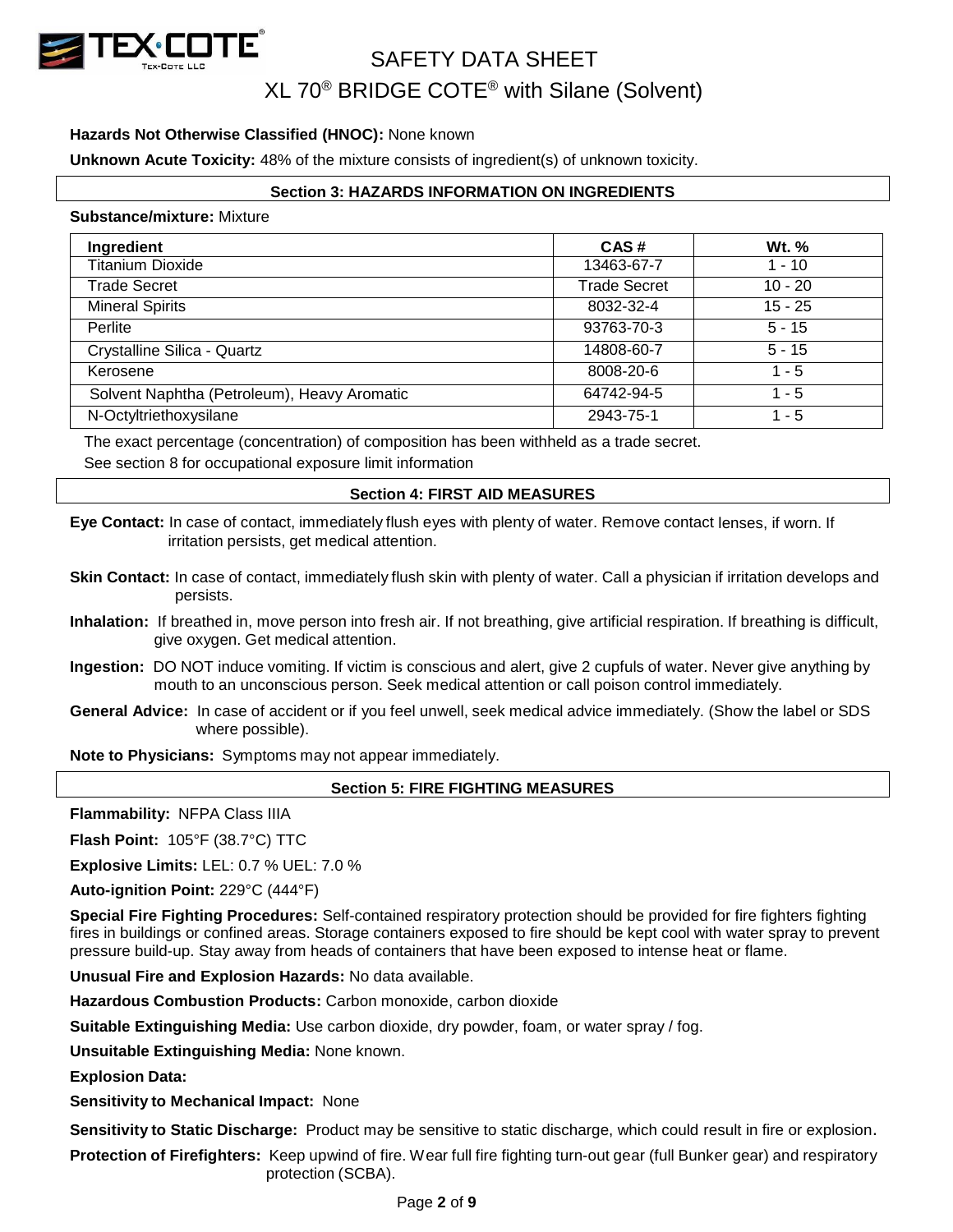**Hazards Not Otherwise Classified (HNOC):** None known

**Unknown Acute Toxicity:** 48% of the mixture consists of ingredient(s) of unknown toxicity.

## Section 3: HAZARDS INFORMATION ON INGREDIENTS

**Substance/mixture:** Mixture

| Ingredient | CAS # | Wt. % |
|---|---|---|
| Titanium Dioxide | 13463-67-7 | 1 - 10 |
| Trade Secret | Trade Secret | 10 - 20 |
| Mineral Spirits | 8032-32-4 | 15 - 25 |
| Perlite | 93763-70-3 | 5 - 15 |
| Crystalline Silica - Quartz | 14808-60-7 | 5 - 15 |
| Kerosene | 8008-20-6 | 1 - 5 |
| Solvent Naphtha (Petroleum), Heavy Aromatic | 64742-94-5 | 1 - 5 |
| N-Octyltriethoxysilane | 2943-75-1 | 1 - 5 |

The exact percentage (concentration) of composition has been withheld as a trade secret.

See section 8 for occupational exposure limit information

## Section 4: FIRST AID MEASURES

**Eye Contact:** In case of contact, immediately flush eyes with plenty of water. Remove contact lenses, if worn. If irritation persists, get medical attention.

**Skin Contact:** In case of contact, immediately flush skin with plenty of water. Call a physician if irritation develops and persists.

**Inhalation:** If breathed in, move person into fresh air. If not breathing, give artificial respiration. If breathing is difficult, give oxygen. Get medical attention.

**Ingestion:** DO NOT induce vomiting. If victim is conscious and alert, give 2 cupfuls of water. Never give anything by mouth to an unconscious person. Seek medical attention or call poison control immediately.

**General Advice:** In case of accident or if you feel unwell, seek medical advice immediately. (Show the label or SDS where possible).

**Note to Physicians:** Symptoms may not appear immediately.

## Section 5: FIRE FIGHTING MEASURES

**Flammability:** NFPA Class IIIA

**Flash Point:** 105°F (38.7°C) TTC

**Explosive Limits:** LEL: 0.7 % UEL: 7.0 %

**Auto-ignition Point:** 229°C (444°F)

**Special Fire Fighting Procedures:** Self-contained respiratory protection should be provided for fire fighters fighting fires in buildings or confined areas. Storage containers exposed to fire should be kept cool with water spray to prevent pressure build-up. Stay away from heads of containers that have been exposed to intense heat or flame.

**Unusual Fire and Explosion Hazards:** No data available.

**Hazardous Combustion Products:** Carbon monoxide, carbon dioxide

**Suitable Extinguishing Media:** Use carbon dioxide, dry powder, foam, or water spray / fog.

**Unsuitable Extinguishing Media:** None known.

**Explosion Data:**

**Sensitivity to Mechanical Impact:** None

**Sensitivity to Static Discharge:** Product may be sensitive to static discharge, which could result in fire or explosion.

**Protection of Firefighters:** Keep upwind of fire. Wear full fire fighting turn-out gear (full Bunker gear) and respiratory protection (SCBA).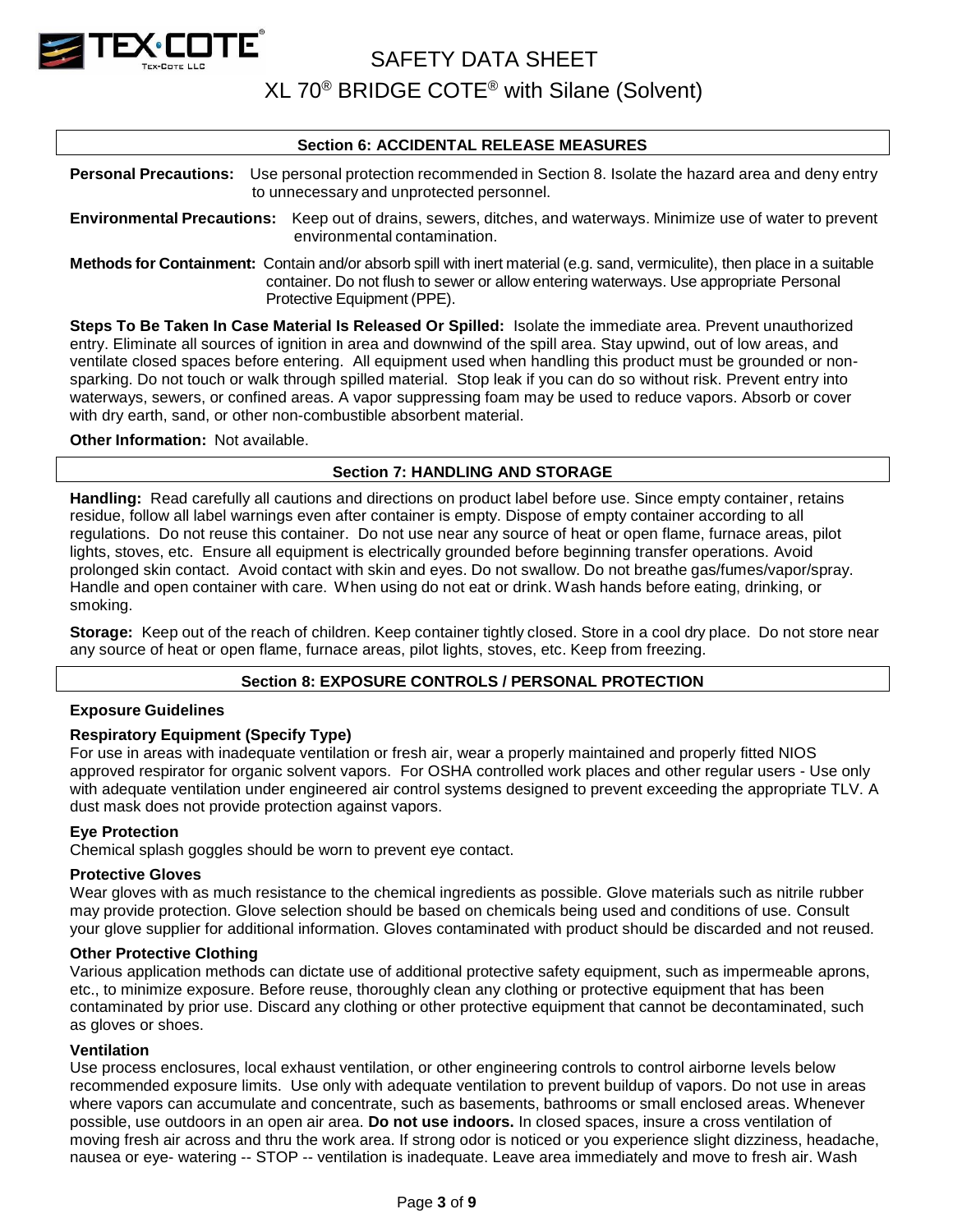## Section 6: ACCIDENTAL RELEASE MEASURES

**Personal Precautions:** Use personal protection recommended in Section 8. Isolate the hazard area and deny entry to unnecessary and unprotected personnel.

**Environmental Precautions:** Keep out of drains, sewers, ditches, and waterways. Minimize use of water to prevent environmental contamination.

**Methods for Containment:** Contain and/or absorb spill with inert material (e.g. sand, vermiculite), then place in a suitable container. Do not flush to sewer or allow entering waterways. Use appropriate Personal Protective Equipment (PPE).

**Steps To Be Taken In Case Material Is Released Or Spilled:** Isolate the immediate area. Prevent unauthorized entry. Eliminate all sources of ignition in area and downwind of the spill area. Stay upwind, out of low areas, and ventilate closed spaces before entering. All equipment used when handling this product must be grounded or non-sparking. Do not touch or walk through spilled material. Stop leak if you can do so without risk. Prevent entry into waterways, sewers, or confined areas. A vapor suppressing foam may be used to reduce vapors. Absorb or cover with dry earth, sand, or other non-combustible absorbent material.

**Other Information:** Not available.

## Section 7: HANDLING AND STORAGE

**Handling:** Read carefully all cautions and directions on product label before use. Since empty container, retains residue, follow all label warnings even after container is empty. Dispose of empty container according to all regulations. Do not reuse this container. Do not use near any source of heat or open flame, furnace areas, pilot lights, stoves, etc. Ensure all equipment is electrically grounded before beginning transfer operations. Avoid prolonged skin contact. Avoid contact with skin and eyes. Do not swallow. Do not breathe gas/fumes/vapor/spray. Handle and open container with care. When using do not eat or drink. Wash hands before eating, drinking, or smoking.

**Storage:** Keep out of the reach of children. Keep container tightly closed. Store in a cool dry place. Do not store near any source of heat or open flame, furnace areas, pilot lights, stoves, etc. Keep from freezing.

## Section 8: EXPOSURE CONTROLS / PERSONAL PROTECTION

**Exposure Guidelines**

**Respiratory Equipment (Specify Type)**
For use in areas with inadequate ventilation or fresh air, wear a properly maintained and properly fitted NIOS approved respirator for organic solvent vapors. For OSHA controlled work places and other regular users - Use only with adequate ventilation under engineered air control systems designed to prevent exceeding the appropriate TLV. A dust mask does not provide protection against vapors.

**Eye Protection**
Chemical splash goggles should be worn to prevent eye contact.

**Protective Gloves**
Wear gloves with as much resistance to the chemical ingredients as possible. Glove materials such as nitrile rubber may provide protection. Glove selection should be based on chemicals being used and conditions of use. Consult your glove supplier for additional information. Gloves contaminated with product should be discarded and not reused.

**Other Protective Clothing**
Various application methods can dictate use of additional protective safety equipment, such as impermeable aprons, etc., to minimize exposure. Before reuse, thoroughly clean any clothing or protective equipment that has been contaminated by prior use. Discard any clothing or other protective equipment that cannot be decontaminated, such as gloves or shoes.

**Ventilation**
Use process enclosures, local exhaust ventilation, or other engineering controls to control airborne levels below recommended exposure limits. Use only with adequate ventilation to prevent buildup of vapors. Do not use in areas where vapors can accumulate and concentrate, such as basements, bathrooms or small enclosed areas. Whenever possible, use outdoors in an open air area. **Do not use indoors.** In closed spaces, insure a cross ventilation of moving fresh air across and thru the work area. If strong odor is noticed or you experience slight dizziness, headache, nausea or eye- watering -- STOP -- ventilation is inadequate. Leave area immediately and move to fresh air. Wash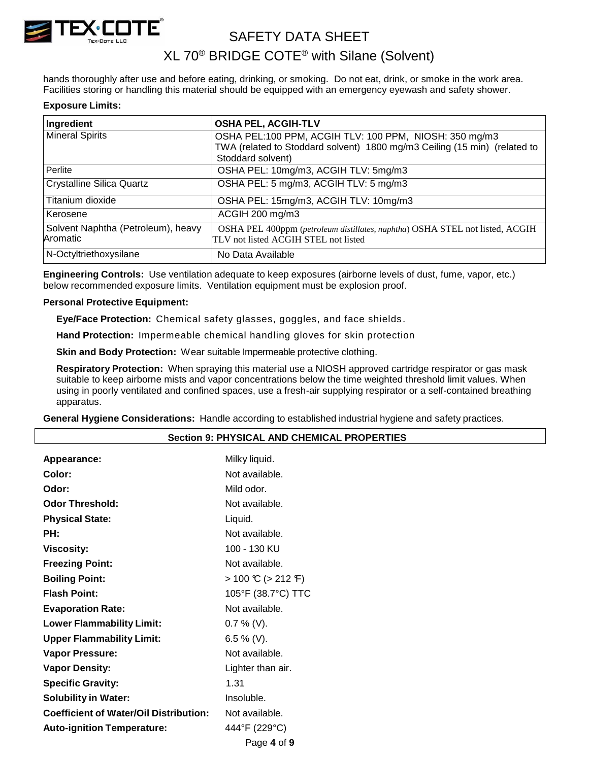hands thoroughly after use and before eating, drinking, or smoking. Do not eat, drink, or smoke in the work area. Facilities storing or handling this material should be equipped with an emergency eyewash and safety shower.

**Exposure Limits:**

| Ingredient | OSHA PEL, ACGIH-TLV |
|---|---|
| Mineral Spirits | OSHA PEL:100 PPM, ACGIH TLV: 100 PPM, NIOSH: 350 mg/m3 TWA (related to Stoddard solvent) 1800 mg/m3 Ceiling (15 min) (related to Stoddard solvent) |
| Perlite | OSHA PEL: 10mg/m3, ACGIH TLV: 5mg/m3 |
| Crystalline Silica Quartz | OSHA PEL: 5 mg/m3, ACGIH TLV: 5 mg/m3 |
| Titanium dioxide | OSHA PEL: 15mg/m3, ACGIH TLV: 10mg/m3 |
| Kerosene | ACGIH 200 mg/m3 |
| Solvent Naphtha (Petroleum), heavy Aromatic | OSHA PEL 400ppm (*petroleum distillates, naphtha*) OSHA STEL not listed, ACGIH TLV not listed ACGIH STEL not listed |
| N-Octyltriethoxysilane | No Data Available |

**Engineering Controls:** Use ventilation adequate to keep exposures (airborne levels of dust, fume, vapor, etc.) below recommended exposure limits. Ventilation equipment must be explosion proof.

**Personal Protective Equipment:**

**Eye/Face Protection:** Chemical safety glasses, goggles, and face shields.

**Hand Protection:** Impermeable chemical handling gloves for skin protection

**Skin and Body Protection:** Wear suitable Impermeable protective clothing.

**Respiratory Protection:** When spraying this material use a NIOSH approved cartridge respirator or gas mask suitable to keep airborne mists and vapor concentrations below the time weighted threshold limit values. When using in poorly ventilated and confined spaces, use a fresh-air supplying respirator or a self-contained breathing apparatus.

**General Hygiene Considerations:** Handle according to established industrial hygiene and safety practices.

## Section 9: PHYSICAL AND CHEMICAL PROPERTIES

| | |
|---|---|
| **Appearance:** | Milky liquid. |
| **Color:** | Not available. |
| **Odor:** | Mild odor. |
| **Odor Threshold:** | Not available. |
| **Physical State:** | Liquid. |
| **PH:** | Not available. |
| **Viscosity:** | 100 - 130 KU |
| **Freezing Point:** | Not available. |
| **Boiling Point:** | > 100 ℃ (> 212 ℉) |
| **Flash Point:** | 105°F (38.7°C) TTC |
| **Evaporation Rate:** | Not available. |
| **Lower Flammability Limit:** | 0.7 % (V). |
| **Upper Flammability Limit:** | 6.5 % (V). |
| **Vapor Pressure:** | Not available. |
| **Vapor Density:** | Lighter than air. |
| **Specific Gravity:** | 1.31 |
| **Solubility in Water:** | Insoluble. |
| **Coefficient of Water/Oil Distribution:** | Not available. |
| **Auto-ignition Temperature:** | 444°F (229°C) |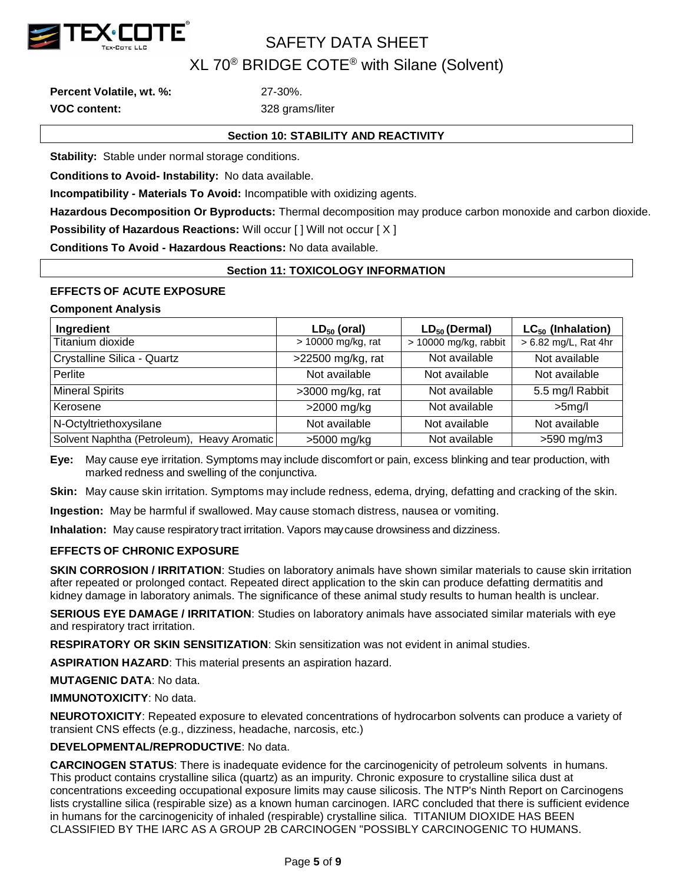**Percent Volatile, wt. %:** 27-30%.

**VOC content:** 328 grams/liter

## Section 10: STABILITY AND REACTIVITY

**Stability:** Stable under normal storage conditions.

**Conditions to Avoid- Instability:** No data available.

**Incompatibility - Materials To Avoid:** Incompatible with oxidizing agents.

**Hazardous Decomposition Or Byproducts:** Thermal decomposition may produce carbon monoxide and carbon dioxide.

**Possibility of Hazardous Reactions:** Will occur [ ] Will not occur [ X ]

**Conditions To Avoid - Hazardous Reactions:** No data available.

## Section 11: TOXICOLOGY INFORMATION

**EFFECTS OF ACUTE EXPOSURE**

**Component Analysis**

| Ingredient | $LD_{50}$ (oral) | $LD_{50}$ (Dermal) | $LC_{50}$ (Inhalation) |
|---|---|---|---|
| Titanium dioxide | > 10000 mg/kg, rat | > 10000 mg/kg, rabbit | > 6.82 mg/L, Rat 4hr |
| Crystalline Silica - Quartz | >22500 mg/kg, rat | Not available | Not available |
| Perlite | Not available | Not available | Not available |
| Mineral Spirits | >3000 mg/kg, rat | Not available | 5.5 mg/l Rabbit |
| Kerosene | >2000 mg/kg | Not available | >5mg/l |
| N-Octyltriethoxysilane | Not available | Not available | Not available |
| Solvent Naphtha (Petroleum), Heavy Aromatic | >5000 mg/kg | Not available | >590 mg/m3 |

**Eye:** May cause eye irritation. Symptoms may include discomfort or pain, excess blinking and tear production, with marked redness and swelling of the conjunctiva.

**Skin:** May cause skin irritation. Symptoms may include redness, edema, drying, defatting and cracking of the skin.

**Ingestion:** May be harmful if swallowed. May cause stomach distress, nausea or vomiting.

**Inhalation:** May cause respiratory tract irritation. Vapors may cause drowsiness and dizziness.

**EFFECTS OF CHRONIC EXPOSURE**

**SKIN CORROSION / IRRITATION**: Studies on laboratory animals have shown similar materials to cause skin irritation after repeated or prolonged contact. Repeated direct application to the skin can produce defatting dermatitis and kidney damage in laboratory animals. The significance of these animal study results to human health is unclear.

**SERIOUS EYE DAMAGE / IRRITATION**: Studies on laboratory animals have associated similar materials with eye and respiratory tract irritation.

**RESPIRATORY OR SKIN SENSITIZATION**: Skin sensitization was not evident in animal studies.

**ASPIRATION HAZARD**: This material presents an aspiration hazard.

**MUTAGENIC DATA**: No data.

**IMMUNOTOXICITY**: No data.

**NEUROTOXICITY**: Repeated exposure to elevated concentrations of hydrocarbon solvents can produce a variety of transient CNS effects (e.g., dizziness, headache, narcosis, etc.)

**DEVELOPMENTAL/REPRODUCTIVE**: No data.

**CARCINOGEN STATUS**: There is inadequate evidence for the carcinogenicity of petroleum solvents in humans. This product contains crystalline silica (quartz) as an impurity. Chronic exposure to crystalline silica dust at concentrations exceeding occupational exposure limits may cause silicosis. The NTP's Ninth Report on Carcinogens lists crystalline silica (respirable size) as a known human carcinogen. IARC concluded that there is sufficient evidence in humans for the carcinogenicity of inhaled (respirable) crystalline silica. TITANIUM DIOXIDE HAS BEEN CLASSIFIED BY THE IARC AS A GROUP 2B CARCINOGEN "POSSIBLY CARCINOGENIC TO HUMANS.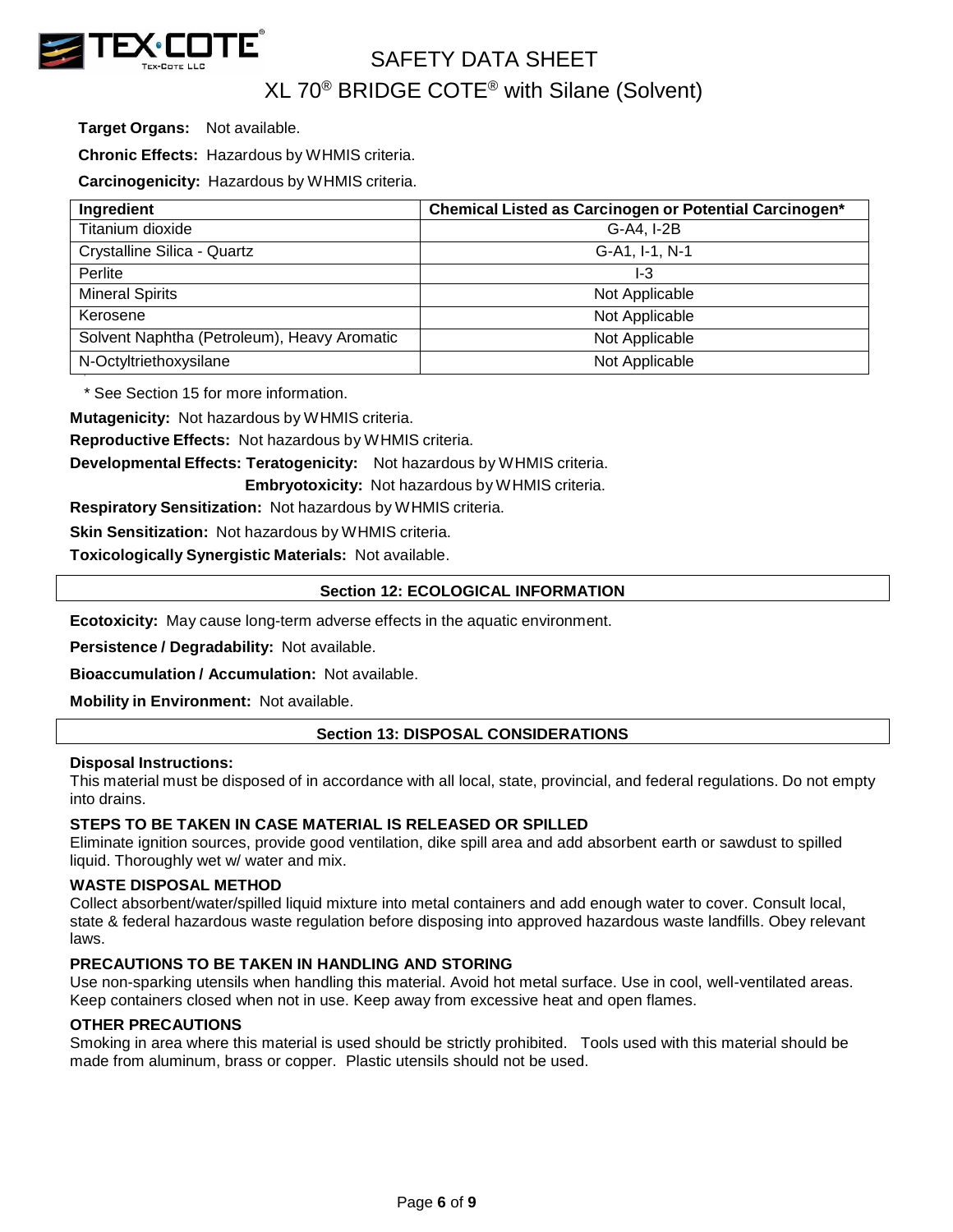**Target Organs:** Not available.

**Chronic Effects:** Hazardous by WHMIS criteria.

**Carcinogenicity:** Hazardous by WHMIS criteria.

| Ingredient | Chemical Listed as Carcinogen or Potential Carcinogen* |
|---|---|
| Titanium dioxide | G-A4, I-2B |
| Crystalline Silica - Quartz | G-A1, I-1, N-1 |
| Perlite | I-3 |
| Mineral Spirits | Not Applicable |
| Kerosene | Not Applicable |
| Solvent Naphtha (Petroleum), Heavy Aromatic | Not Applicable |
| N-Octyltriethoxysilane | Not Applicable |

\* See Section 15 for more information.

**Mutagenicity:** Not hazardous by WHMIS criteria.

**Reproductive Effects:** Not hazardous by WHMIS criteria.

**Developmental Effects: Teratogenicity:** Not hazardous by WHMIS criteria.

**Embryotoxicity:** Not hazardous by WHMIS criteria.

**Respiratory Sensitization:** Not hazardous by WHMIS criteria.

**Skin Sensitization:** Not hazardous by WHMIS criteria.

**Toxicologically Synergistic Materials:** Not available.

## Section 12: ECOLOGICAL INFORMATION

**Ecotoxicity:** May cause long-term adverse effects in the aquatic environment.

**Persistence / Degradability:** Not available.

**Bioaccumulation / Accumulation:** Not available.

**Mobility in Environment:** Not available.

## Section 13: DISPOSAL CONSIDERATIONS

**Disposal Instructions:**

This material must be disposed of in accordance with all local, state, provincial, and federal regulations. Do not empty into drains.

**STEPS TO BE TAKEN IN CASE MATERIAL IS RELEASED OR SPILLED**

Eliminate ignition sources, provide good ventilation, dike spill area and add absorbent earth or sawdust to spilled liquid. Thoroughly wet w/ water and mix.

**WASTE DISPOSAL METHOD**

Collect absorbent/water/spilled liquid mixture into metal containers and add enough water to cover. Consult local, state & federal hazardous waste regulation before disposing into approved hazardous waste landfills. Obey relevant laws.

**PRECAUTIONS TO BE TAKEN IN HANDLING AND STORING**

Use non-sparking utensils when handling this material. Avoid hot metal surface. Use in cool, well-ventilated areas. Keep containers closed when not in use. Keep away from excessive heat and open flames.

**OTHER PRECAUTIONS**

Smoking in area where this material is used should be strictly prohibited. Tools used with this material should be made from aluminum, brass or copper. Plastic utensils should not be used.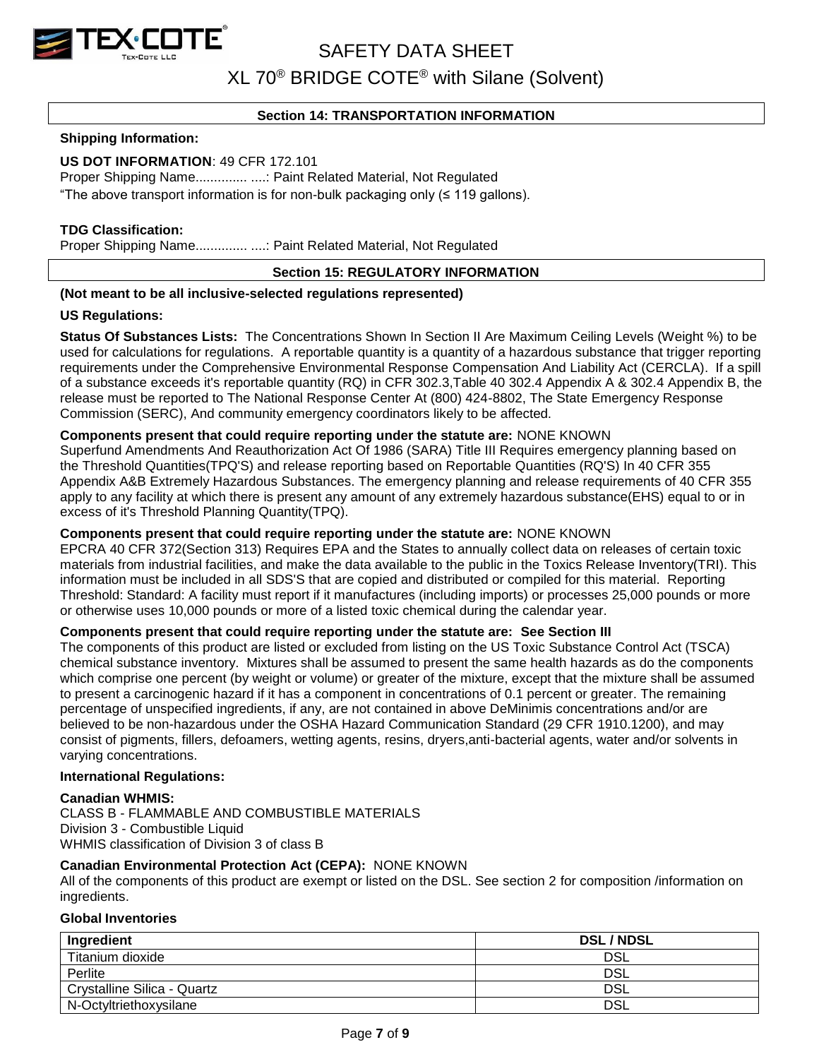## Section 14: TRANSPORTATION INFORMATION

**Shipping Information:**

**US DOT INFORMATION**: 49 CFR 172.101

Proper Shipping Name.............. ....: Paint Related Material, Not Regulated

"The above transport information is for non-bulk packaging only (≤ 119 gallons).

**TDG Classification:**

Proper Shipping Name.............. ....: Paint Related Material, Not Regulated

## Section 15: REGULATORY INFORMATION

**(Not meant to be all inclusive-selected regulations represented)**

**US Regulations:**

**Status Of Substances Lists:** The Concentrations Shown In Section II Are Maximum Ceiling Levels (Weight %) to be used for calculations for regulations. A reportable quantity is a quantity of a hazardous substance that trigger reporting requirements under the Comprehensive Environmental Response Compensation And Liability Act (CERCLA). If a spill of a substance exceeds it's reportable quantity (RQ) in CFR 302.3,Table 40 302.4 Appendix A & 302.4 Appendix B, the release must be reported to The National Response Center At (800) 424-8802, The State Emergency Response Commission (SERC), And community emergency coordinators likely to be affected.

**Components present that could require reporting under the statute are:** NONE KNOWN

Superfund Amendments And Reauthorization Act Of 1986 (SARA) Title III Requires emergency planning based on the Threshold Quantities(TPQ'S) and release reporting based on Reportable Quantities (RQ'S) In 40 CFR 355 Appendix A&B Extremely Hazardous Substances. The emergency planning and release requirements of 40 CFR 355 apply to any facility at which there is present any amount of any extremely hazardous substance(EHS) equal to or in excess of it's Threshold Planning Quantity(TPQ).

**Components present that could require reporting under the statute are:** NONE KNOWN

EPCRA 40 CFR 372(Section 313) Requires EPA and the States to annually collect data on releases of certain toxic materials from industrial facilities, and make the data available to the public in the Toxics Release Inventory(TRI). This information must be included in all SDS'S that are copied and distributed or compiled for this material. Reporting Threshold: Standard: A facility must report if it manufactures (including imports) or processes 25,000 pounds or more or otherwise uses 10,000 pounds or more of a listed toxic chemical during the calendar year.

**Components present that could require reporting under the statute are: See Section III**

The components of this product are listed or excluded from listing on the US Toxic Substance Control Act (TSCA) chemical substance inventory. Mixtures shall be assumed to present the same health hazards as do the components which comprise one percent (by weight or volume) or greater of the mixture, except that the mixture shall be assumed to present a carcinogenic hazard if it has a component in concentrations of 0.1 percent or greater. The remaining percentage of unspecified ingredients, if any, are not contained in above DeMinimis concentrations and/or are believed to be non-hazardous under the OSHA Hazard Communication Standard (29 CFR 1910.1200), and may consist of pigments, fillers, defoamers, wetting agents, resins, dryers,anti-bacterial agents, water and/or solvents in varying concentrations.

**International Regulations:**

**Canadian WHMIS:**

CLASS B - FLAMMABLE AND COMBUSTIBLE MATERIALS
Division 3 - Combustible Liquid
WHMIS classification of Division 3 of class B

**Canadian Environmental Protection Act (CEPA):** NONE KNOWN

All of the components of this product are exempt or listed on the DSL. See section 2 for composition /information on ingredients.

**Global Inventories**

| Ingredient | DSL / NDSL |
|---|---|
| Titanium dioxide | DSL |
| Perlite | DSL |
| Crystalline Silica - Quartz | DSL |
| N-Octyltriethoxysilane | DSL |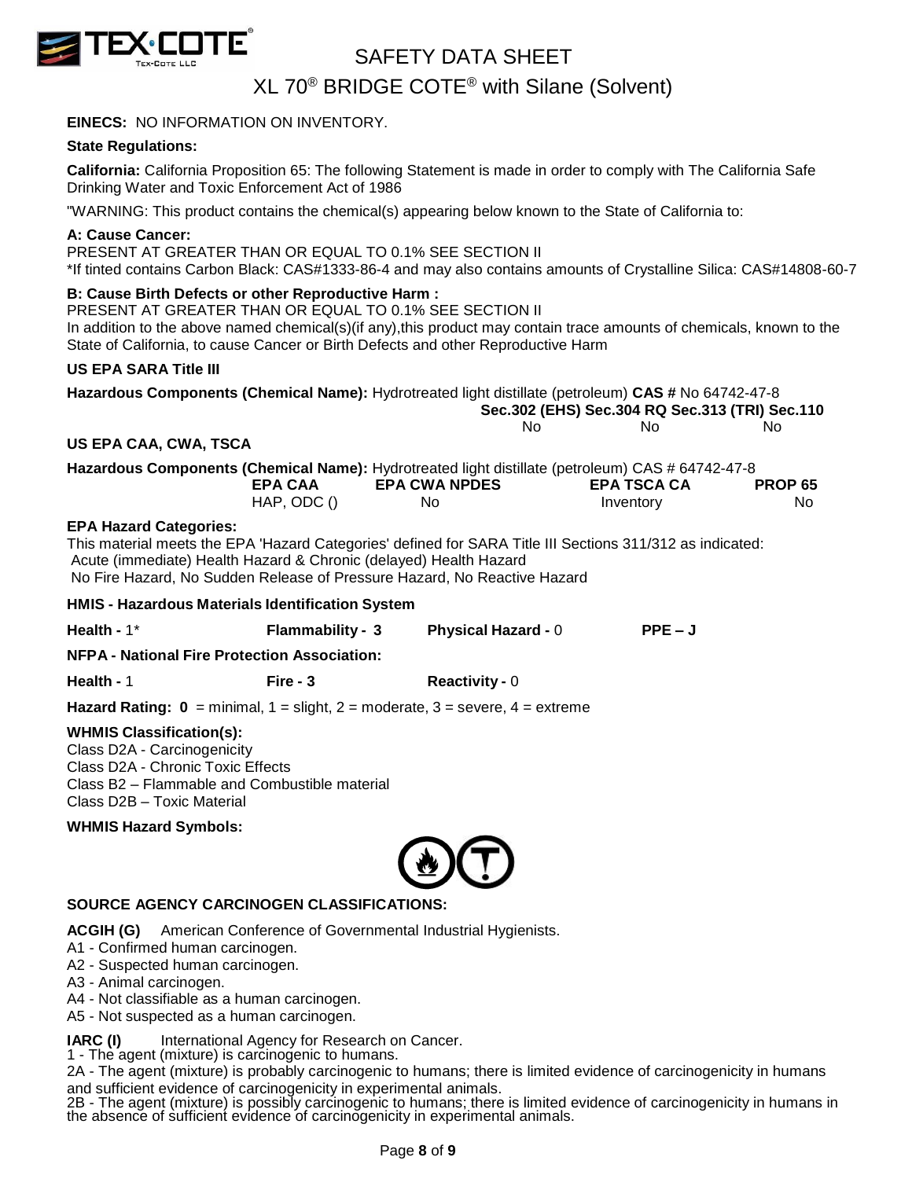**EINECS:** NO INFORMATION ON INVENTORY.

**State Regulations:**

**California:** California Proposition 65: The following Statement is made in order to comply with The California Safe Drinking Water and Toxic Enforcement Act of 1986

"WARNING: This product contains the chemical(s) appearing below known to the State of California to:

**A: Cause Cancer:**
PRESENT AT GREATER THAN OR EQUAL TO 0.1% SEE SECTION II
*If tinted contains Carbon Black: CAS#1333-86-4 and may also contains amounts of Crystalline Silica: CAS#14808-60-7

**B: Cause Birth Defects or other Reproductive Harm :**
PRESENT AT GREATER THAN OR EQUAL TO 0.1% SEE SECTION II
In addition to the above named chemical(s)(if any),this product may contain trace amounts of chemicals, known to the State of California, to cause Cancer or Birth Defects and other Reproductive Harm

**US EPA SARA Title III**

**Hazardous Components (Chemical Name):** Hydrotreated light distillate (petroleum) **CAS #** No 64742-47-8

| Sec.302 (EHS) | Sec.304 RQ | Sec.313 (TRI) Sec.110 |
|---|---|---|
| No | No | No |

**US EPA CAA, CWA, TSCA**

**Hazardous Components (Chemical Name):** Hydrotreated light distillate (petroleum) CAS # 64742-47-8

| EPA CAA | EPA CWA NPDES | EPA TSCA CA | PROP 65 |
|---|---|---|---|
| HAP, ODC () | No | Inventory | No |

**EPA Hazard Categories:**
This material meets the EPA 'Hazard Categories' defined for SARA Title III Sections 311/312 as indicated:
Acute (immediate) Health Hazard & Chronic (delayed) Health Hazard
No Fire Hazard, No Sudden Release of Pressure Hazard, No Reactive Hazard

**HMIS - Hazardous Materials Identification System**

**Health -** 1* **Flammability - 3** **Physical Hazard -** 0 **PPE – J**

**NFPA - National Fire Protection Association:**

**Health -** 1 **Fire - 3** **Reactivity -** 0

**Hazard Rating: 0** = minimal, 1 = slight, 2 = moderate, 3 = severe, 4 = extreme

**WHMIS Classification(s):**
Class D2A - Carcinogenicity
Class D2A - Chronic Toxic Effects
Class B2 – Flammable and Combustible material
Class D2B – Toxic Material

**WHMIS Hazard Symbols:**

**SOURCE AGENCY CARCINOGEN CLASSIFICATIONS:**

**ACGIH (G)** American Conference of Governmental Industrial Hygienists.
A1 - Confirmed human carcinogen.
A2 - Suspected human carcinogen.
A3 - Animal carcinogen.
A4 - Not classifiable as a human carcinogen.
A5 - Not suspected as a human carcinogen.

**IARC (I)** International Agency for Research on Cancer.
1 - The agent (mixture) is carcinogenic to humans.
2A - The agent (mixture) is probably carcinogenic to humans; there is limited evidence of carcinogenicity in humans and sufficient evidence of carcinogenicity in experimental animals.
2B - The agent (mixture) is possibly carcinogenic to humans; there is limited evidence of carcinogenicity in humans in the absence of sufficient evidence of carcinogenicity in experimental animals.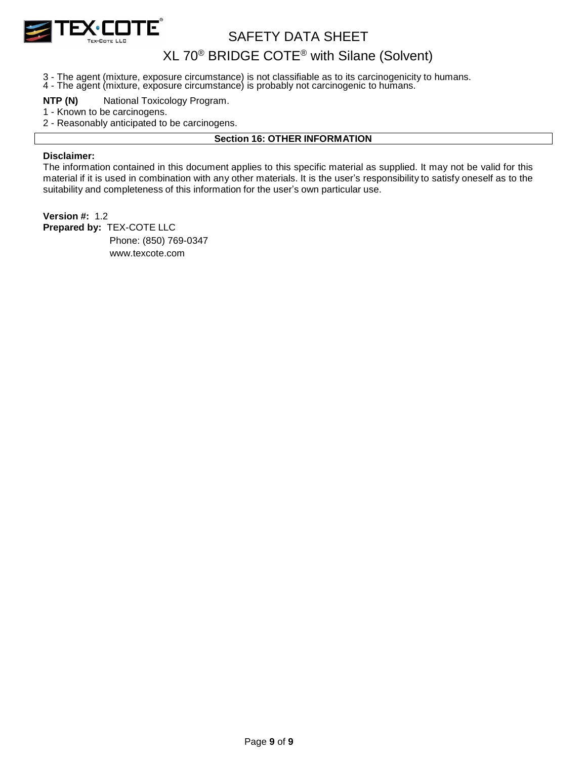3 - The agent (mixture, exposure circumstance) is not classifiable as to its carcinogenicity to humans.
4 - The agent (mixture, exposure circumstance) is probably not carcinogenic to humans.

**NTP (N)** National Toxicology Program.

1 - Known to be carcinogens.
2 - Reasonably anticipated to be carcinogens.

## Section 16: OTHER INFORMATION

**Disclaimer:**
The information contained in this document applies to this specific material as supplied. It may not be valid for this material if it is used in combination with any other materials. It is the user's responsibility to satisfy oneself as to the suitability and completeness of this information for the user's own particular use.

**Version #:** 1.2
**Prepared by:** TEX-COTE LLC
Phone: (850) 769-0347
www.texcote.com